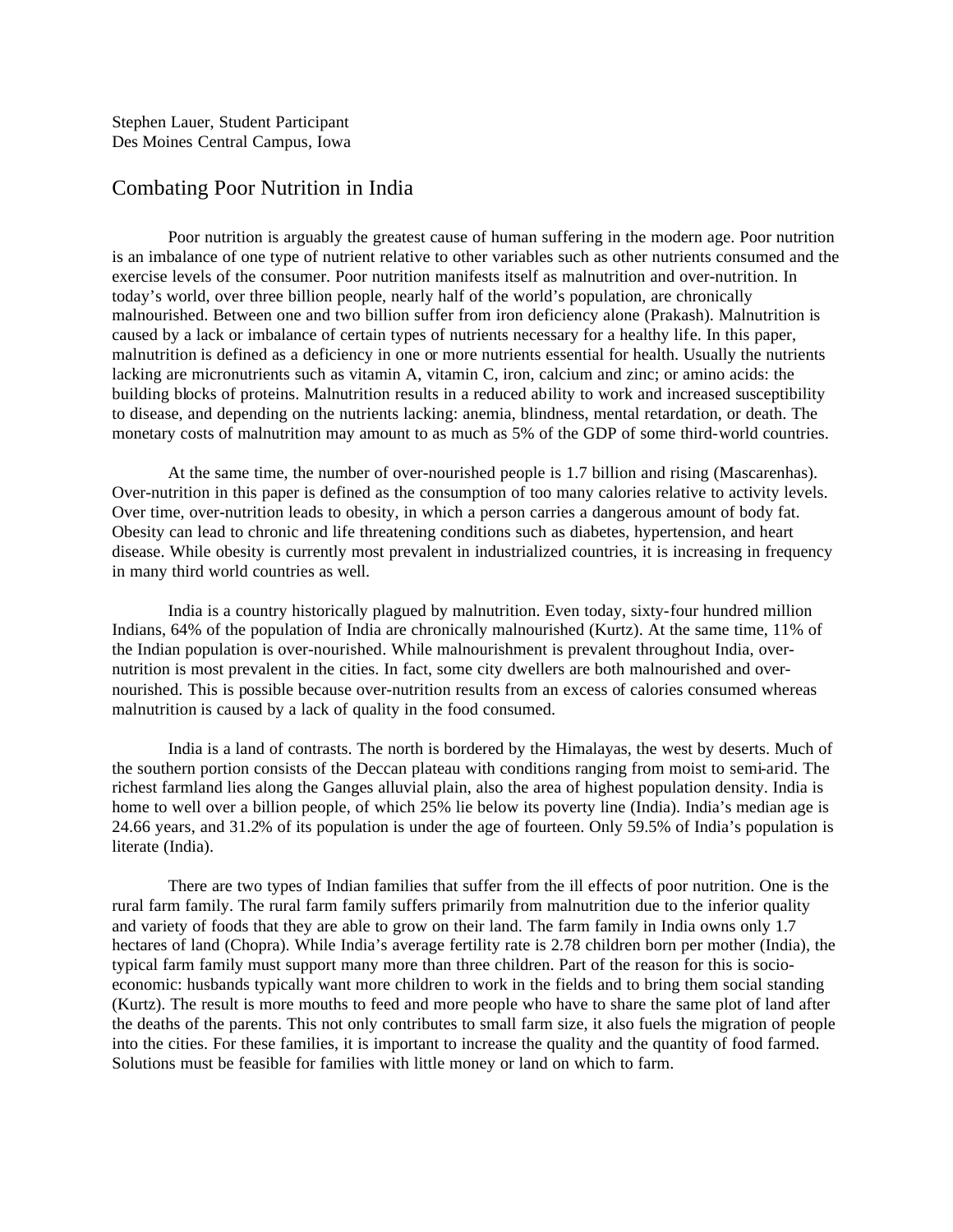Stephen Lauer, Student Participant
Des Moines Central Campus, Iowa

# Combating Poor Nutrition in India

Poor nutrition is arguably the greatest cause of human suffering in the modern age. Poor nutrition is an imbalance of one type of nutrient relative to other variables such as other nutrients consumed and the exercise levels of the consumer. Poor nutrition manifests itself as malnutrition and over-nutrition. In today's world, over three billion people, nearly half of the world's population, are chronically malnourished. Between one and two billion suffer from iron deficiency alone (Prakash). Malnutrition is caused by a lack or imbalance of certain types of nutrients necessary for a healthy life. In this paper, malnutrition is defined as a deficiency in one or more nutrients essential for health. Usually the nutrients lacking are micronutrients such as vitamin A, vitamin C, iron, calcium and zinc; or amino acids: the building blocks of proteins. Malnutrition results in a reduced ability to work and increased susceptibility to disease, and depending on the nutrients lacking: anemia, blindness, mental retardation, or death. The monetary costs of malnutrition may amount to as much as 5% of the GDP of some third-world countries.

At the same time, the number of over-nourished people is 1.7 billion and rising (Mascarenhas). Over-nutrition in this paper is defined as the consumption of too many calories relative to activity levels. Over time, over-nutrition leads to obesity, in which a person carries a dangerous amount of body fat. Obesity can lead to chronic and life threatening conditions such as diabetes, hypertension, and heart disease. While obesity is currently most prevalent in industrialized countries, it is increasing in frequency in many third world countries as well.

India is a country historically plagued by malnutrition. Even today, sixty-four hundred million Indians, 64% of the population of India are chronically malnourished (Kurtz). At the same time, 11% of the Indian population is over-nourished. While malnourishment is prevalent throughout India, over-nutrition is most prevalent in the cities. In fact, some city dwellers are both malnourished and over-nourished. This is possible because over-nutrition results from an excess of calories consumed whereas malnutrition is caused by a lack of quality in the food consumed.

India is a land of contrasts. The north is bordered by the Himalayas, the west by deserts. Much of the southern portion consists of the Deccan plateau with conditions ranging from moist to semi-arid. The richest farmland lies along the Ganges alluvial plain, also the area of highest population density. India is home to well over a billion people, of which 25% lie below its poverty line (India). India's median age is 24.66 years, and 31.2% of its population is under the age of fourteen. Only 59.5% of India's population is literate (India).

There are two types of Indian families that suffer from the ill effects of poor nutrition. One is the rural farm family. The rural farm family suffers primarily from malnutrition due to the inferior quality and variety of foods that they are able to grow on their land. The farm family in India owns only 1.7 hectares of land (Chopra). While India's average fertility rate is 2.78 children born per mother (India), the typical farm family must support many more than three children. Part of the reason for this is socio-economic: husbands typically want more children to work in the fields and to bring them social standing (Kurtz). The result is more mouths to feed and more people who have to share the same plot of land after the deaths of the parents. This not only contributes to small farm size, it also fuels the migration of people into the cities. For these families, it is important to increase the quality and the quantity of food farmed. Solutions must be feasible for families with little money or land on which to farm.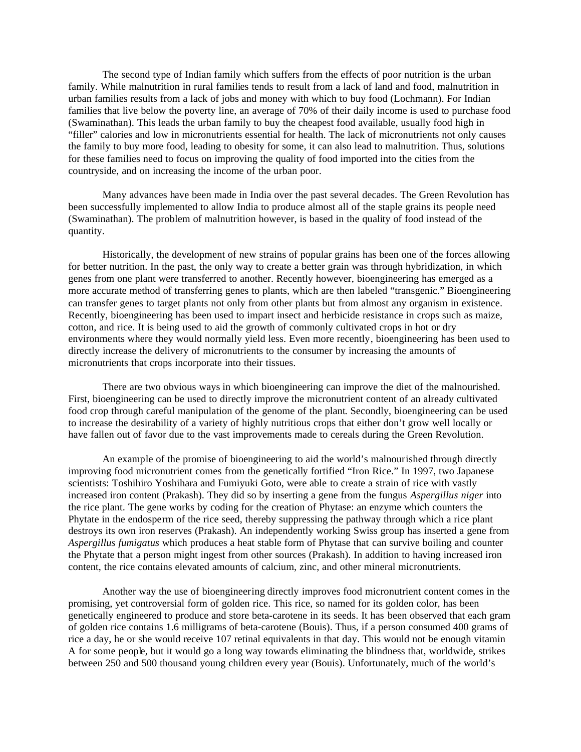The second type of Indian family which suffers from the effects of poor nutrition is the urban family. While malnutrition in rural families tends to result from a lack of land and food, malnutrition in urban families results from a lack of jobs and money with which to buy food (Lochmann). For Indian families that live below the poverty line, an average of 70% of their daily income is used to purchase food (Swaminathan). This leads the urban family to buy the cheapest food available, usually food high in "filler" calories and low in micronutrients essential for health. The lack of micronutrients not only causes the family to buy more food, leading to obesity for some, it can also lead to malnutrition. Thus, solutions for these families need to focus on improving the quality of food imported into the cities from the countryside, and on increasing the income of the urban poor.

Many advances have been made in India over the past several decades. The Green Revolution has been successfully implemented to allow India to produce almost all of the staple grains its people need (Swaminathan). The problem of malnutrition however, is based in the quality of food instead of the quantity.

Historically, the development of new strains of popular grains has been one of the forces allowing for better nutrition. In the past, the only way to create a better grain was through hybridization, in which genes from one plant were transferred to another. Recently however, bioengineering has emerged as a more accurate method of transferring genes to plants, which are then labeled "transgenic." Bioengineering can transfer genes to target plants not only from other plants but from almost any organism in existence. Recently, bioengineering has been used to impart insect and herbicide resistance in crops such as maize, cotton, and rice. It is being used to aid the growth of commonly cultivated crops in hot or dry environments where they would normally yield less. Even more recently, bioengineering has been used to directly increase the delivery of micronutrients to the consumer by increasing the amounts of micronutrients that crops incorporate into their tissues.

There are two obvious ways in which bioengineering can improve the diet of the malnourished. First, bioengineering can be used to directly improve the micronutrient content of an already cultivated food crop through careful manipulation of the genome of the plant. Secondly, bioengineering can be used to increase the desirability of a variety of highly nutritious crops that either don't grow well locally or have fallen out of favor due to the vast improvements made to cereals during the Green Revolution.

An example of the promise of bioengineering to aid the world's malnourished through directly improving food micronutrient comes from the genetically fortified "Iron Rice." In 1997, two Japanese scientists: Toshihiro Yoshihara and Fumiyuki Goto, were able to create a strain of rice with vastly increased iron content (Prakash). They did so by inserting a gene from the fungus *Aspergillus niger* into the rice plant. The gene works by coding for the creation of Phytase: an enzyme which counters the Phytate in the endosperm of the rice seed, thereby suppressing the pathway through which a rice plant destroys its own iron reserves (Prakash). An independently working Swiss group has inserted a gene from *Aspergillus fumigatus* which produces a heat stable form of Phytase that can survive boiling and counter the Phytate that a person might ingest from other sources (Prakash). In addition to having increased iron content, the rice contains elevated amounts of calcium, zinc, and other mineral micronutrients.

Another way the use of bioengineering directly improves food micronutrient content comes in the promising, yet controversial form of golden rice. This rice, so named for its golden color, has been genetically engineered to produce and store beta-carotene in its seeds. It has been observed that each gram of golden rice contains 1.6 milligrams of beta-carotene (Bouis). Thus, if a person consumed 400 grams of rice a day, he or she would receive 107 retinal equivalents in that day. This would not be enough vitamin A for some people, but it would go a long way towards eliminating the blindness that, worldwide, strikes between 250 and 500 thousand young children every year (Bouis). Unfortunately, much of the world's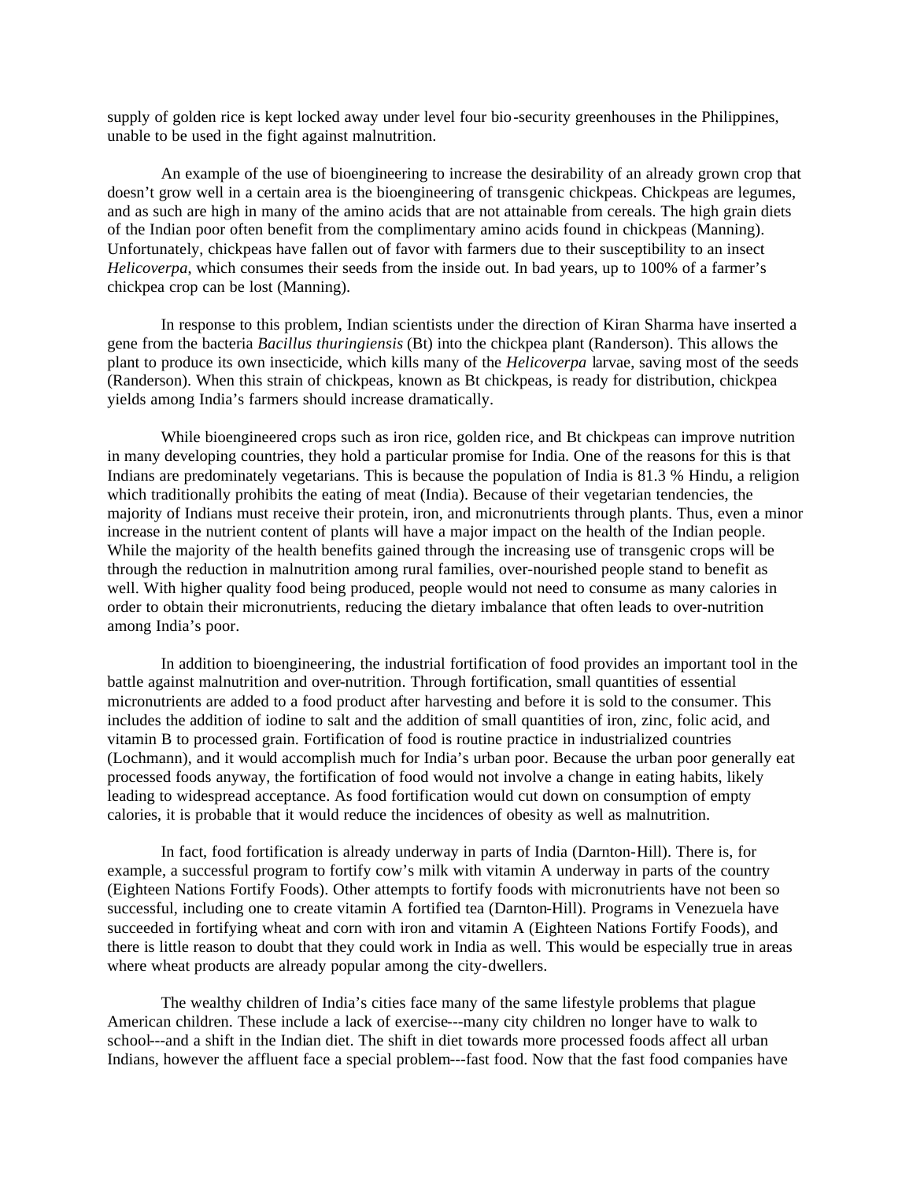supply of golden rice is kept locked away under level four bio-security greenhouses in the Philippines, unable to be used in the fight against malnutrition.

An example of the use of bioengineering to increase the desirability of an already grown crop that doesn't grow well in a certain area is the bioengineering of transgenic chickpeas. Chickpeas are legumes, and as such are high in many of the amino acids that are not attainable from cereals. The high grain diets of the Indian poor often benefit from the complimentary amino acids found in chickpeas (Manning). Unfortunately, chickpeas have fallen out of favor with farmers due to their susceptibility to an insect *Helicoverpa*, which consumes their seeds from the inside out. In bad years, up to 100% of a farmer's chickpea crop can be lost (Manning).

In response to this problem, Indian scientists under the direction of Kiran Sharma have inserted a gene from the bacteria *Bacillus thuringiensis* (Bt) into the chickpea plant (Randerson). This allows the plant to produce its own insecticide, which kills many of the *Helicoverpa* larvae, saving most of the seeds (Randerson). When this strain of chickpeas, known as Bt chickpeas, is ready for distribution, chickpea yields among India's farmers should increase dramatically.

While bioengineered crops such as iron rice, golden rice, and Bt chickpeas can improve nutrition in many developing countries, they hold a particular promise for India. One of the reasons for this is that Indians are predominately vegetarians. This is because the population of India is 81.3 % Hindu, a religion which traditionally prohibits the eating of meat (India). Because of their vegetarian tendencies, the majority of Indians must receive their protein, iron, and micronutrients through plants. Thus, even a minor increase in the nutrient content of plants will have a major impact on the health of the Indian people. While the majority of the health benefits gained through the increasing use of transgenic crops will be through the reduction in malnutrition among rural families, over-nourished people stand to benefit as well. With higher quality food being produced, people would not need to consume as many calories in order to obtain their micronutrients, reducing the dietary imbalance that often leads to over-nutrition among India's poor.

In addition to bioengineering, the industrial fortification of food provides an important tool in the battle against malnutrition and over-nutrition. Through fortification, small quantities of essential micronutrients are added to a food product after harvesting and before it is sold to the consumer. This includes the addition of iodine to salt and the addition of small quantities of iron, zinc, folic acid, and vitamin B to processed grain. Fortification of food is routine practice in industrialized countries (Lochmann), and it would accomplish much for India's urban poor. Because the urban poor generally eat processed foods anyway, the fortification of food would not involve a change in eating habits, likely leading to widespread acceptance. As food fortification would cut down on consumption of empty calories, it is probable that it would reduce the incidences of obesity as well as malnutrition.

In fact, food fortification is already underway in parts of India (Darnton-Hill). There is, for example, a successful program to fortify cow's milk with vitamin A underway in parts of the country (Eighteen Nations Fortify Foods). Other attempts to fortify foods with micronutrients have not been so successful, including one to create vitamin A fortified tea (Darnton-Hill). Programs in Venezuela have succeeded in fortifying wheat and corn with iron and vitamin A (Eighteen Nations Fortify Foods), and there is little reason to doubt that they could work in India as well. This would be especially true in areas where wheat products are already popular among the city-dwellers.

The wealthy children of India's cities face many of the same lifestyle problems that plague American children. These include a lack of exercise---many city children no longer have to walk to school---and a shift in the Indian diet. The shift in diet towards more processed foods affect all urban Indians, however the affluent face a special problem---fast food. Now that the fast food companies have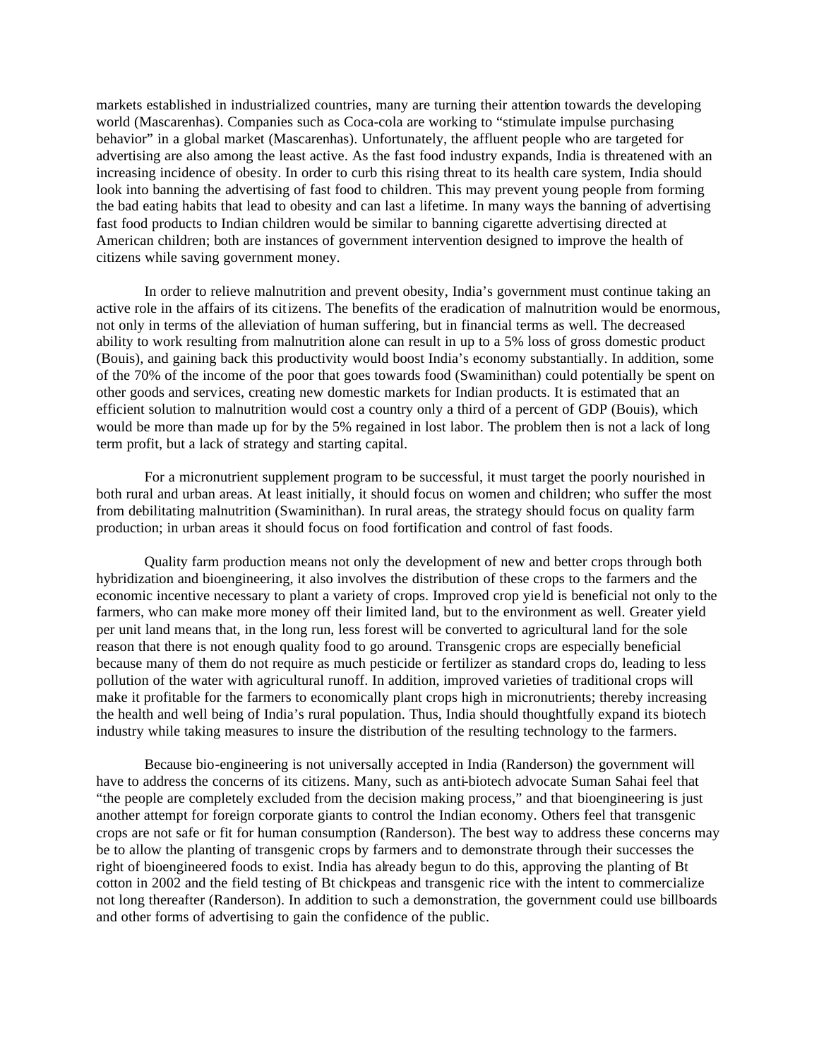markets established in industrialized countries, many are turning their attention towards the developing world (Mascarenhas). Companies such as Coca-cola are working to "stimulate impulse purchasing behavior" in a global market (Mascarenhas). Unfortunately, the affluent people who are targeted for advertising are also among the least active. As the fast food industry expands, India is threatened with an increasing incidence of obesity. In order to curb this rising threat to its health care system, India should look into banning the advertising of fast food to children. This may prevent young people from forming the bad eating habits that lead to obesity and can last a lifetime. In many ways the banning of advertising fast food products to Indian children would be similar to banning cigarette advertising directed at American children; both are instances of government intervention designed to improve the health of citizens while saving government money.

In order to relieve malnutrition and prevent obesity, India's government must continue taking an active role in the affairs of its citizens. The benefits of the eradication of malnutrition would be enormous, not only in terms of the alleviation of human suffering, but in financial terms as well. The decreased ability to work resulting from malnutrition alone can result in up to a 5% loss of gross domestic product (Bouis), and gaining back this productivity would boost India's economy substantially. In addition, some of the 70% of the income of the poor that goes towards food (Swaminithan) could potentially be spent on other goods and services, creating new domestic markets for Indian products. It is estimated that an efficient solution to malnutrition would cost a country only a third of a percent of GDP (Bouis), which would be more than made up for by the 5% regained in lost labor. The problem then is not a lack of long term profit, but a lack of strategy and starting capital.

For a micronutrient supplement program to be successful, it must target the poorly nourished in both rural and urban areas. At least initially, it should focus on women and children; who suffer the most from debilitating malnutrition (Swaminithan). In rural areas, the strategy should focus on quality farm production; in urban areas it should focus on food fortification and control of fast foods.

Quality farm production means not only the development of new and better crops through both hybridization and bioengineering, it also involves the distribution of these crops to the farmers and the economic incentive necessary to plant a variety of crops. Improved crop yield is beneficial not only to the farmers, who can make more money off their limited land, but to the environment as well. Greater yield per unit land means that, in the long run, less forest will be converted to agricultural land for the sole reason that there is not enough quality food to go around. Transgenic crops are especially beneficial because many of them do not require as much pesticide or fertilizer as standard crops do, leading to less pollution of the water with agricultural runoff. In addition, improved varieties of traditional crops will make it profitable for the farmers to economically plant crops high in micronutrients; thereby increasing the health and well being of India's rural population. Thus, India should thoughtfully expand its biotech industry while taking measures to insure the distribution of the resulting technology to the farmers.

Because bio-engineering is not universally accepted in India (Randerson) the government will have to address the concerns of its citizens. Many, such as anti-biotech advocate Suman Sahai feel that "the people are completely excluded from the decision making process," and that bioengineering is just another attempt for foreign corporate giants to control the Indian economy. Others feel that transgenic crops are not safe or fit for human consumption (Randerson). The best way to address these concerns may be to allow the planting of transgenic crops by farmers and to demonstrate through their successes the right of bioengineered foods to exist. India has already begun to do this, approving the planting of Bt cotton in 2002 and the field testing of Bt chickpeas and transgenic rice with the intent to commercialize not long thereafter (Randerson). In addition to such a demonstration, the government could use billboards and other forms of advertising to gain the confidence of the public.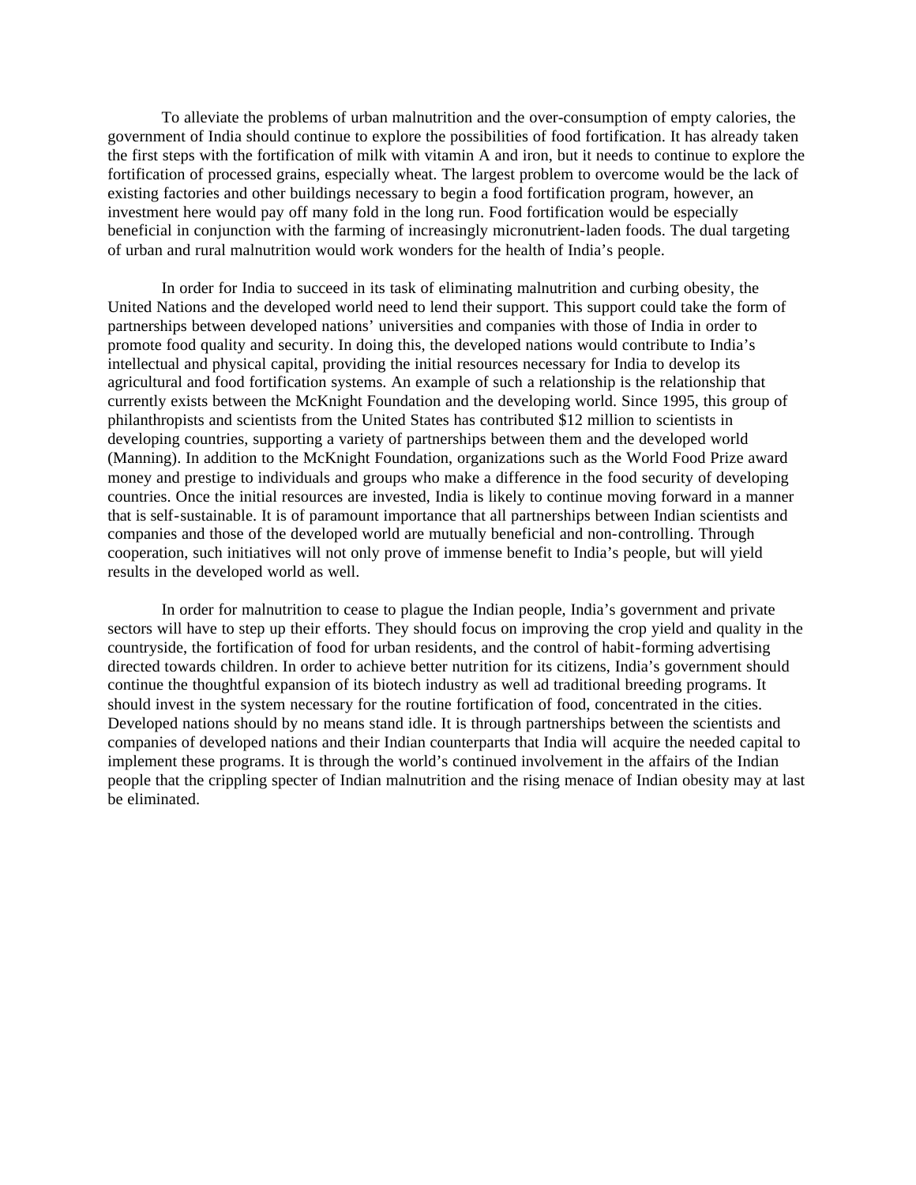To alleviate the problems of urban malnutrition and the over-consumption of empty calories, the government of India should continue to explore the possibilities of food fortification. It has already taken the first steps with the fortification of milk with vitamin A and iron, but it needs to continue to explore the fortification of processed grains, especially wheat. The largest problem to overcome would be the lack of existing factories and other buildings necessary to begin a food fortification program, however, an investment here would pay off many fold in the long run. Food fortification would be especially beneficial in conjunction with the farming of increasingly micronutrient-laden foods. The dual targeting of urban and rural malnutrition would work wonders for the health of India's people.

In order for India to succeed in its task of eliminating malnutrition and curbing obesity, the United Nations and the developed world need to lend their support. This support could take the form of partnerships between developed nations' universities and companies with those of India in order to promote food quality and security. In doing this, the developed nations would contribute to India's intellectual and physical capital, providing the initial resources necessary for India to develop its agricultural and food fortification systems. An example of such a relationship is the relationship that currently exists between the McKnight Foundation and the developing world. Since 1995, this group of philanthropists and scientists from the United States has contributed $12 million to scientists in developing countries, supporting a variety of partnerships between them and the developed world (Manning). In addition to the McKnight Foundation, organizations such as the World Food Prize award money and prestige to individuals and groups who make a difference in the food security of developing countries. Once the initial resources are invested, India is likely to continue moving forward in a manner that is self-sustainable. It is of paramount importance that all partnerships between Indian scientists and companies and those of the developed world are mutually beneficial and non-controlling. Through cooperation, such initiatives will not only prove of immense benefit to India's people, but will yield results in the developed world as well.

In order for malnutrition to cease to plague the Indian people, India's government and private sectors will have to step up their efforts. They should focus on improving the crop yield and quality in the countryside, the fortification of food for urban residents, and the control of habit-forming advertising directed towards children. In order to achieve better nutrition for its citizens, India's government should continue the thoughtful expansion of its biotech industry as well ad traditional breeding programs. It should invest in the system necessary for the routine fortification of food, concentrated in the cities. Developed nations should by no means stand idle. It is through partnerships between the scientists and companies of developed nations and their Indian counterparts that India will acquire the needed capital to implement these programs. It is through the world's continued involvement in the affairs of the Indian people that the crippling specter of Indian malnutrition and the rising menace of Indian obesity may at last be eliminated.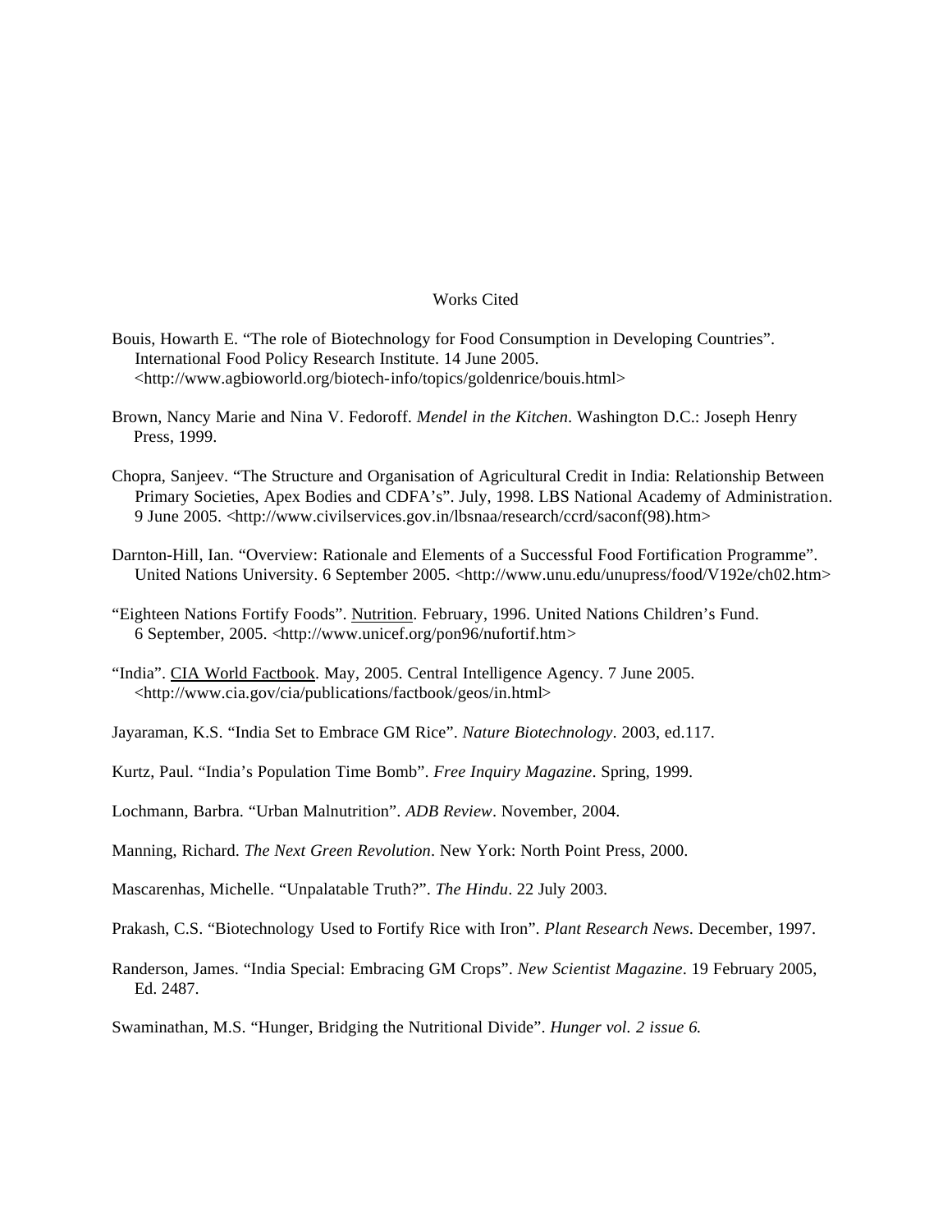# Works Cited

Bouis, Howarth E. "The role of Biotechnology for Food Consumption in Developing Countries". International Food Policy Research Institute. 14 June 2005. <http://www.agbioworld.org/biotech-info/topics/goldenrice/bouis.html>

Brown, Nancy Marie and Nina V. Fedoroff. *Mendel in the Kitchen*. Washington D.C.: Joseph Henry Press, 1999.

Chopra, Sanjeev. "The Structure and Organisation of Agricultural Credit in India: Relationship Between Primary Societies, Apex Bodies and CDFA's". July, 1998. LBS National Academy of Administration. 9 June 2005. <http://www.civilservices.gov.in/lbsnaa/research/ccrd/saconf(98).htm>

Darnton-Hill, Ian. "Overview: Rationale and Elements of a Successful Food Fortification Programme". United Nations University. 6 September 2005. <http://www.unu.edu/unupress/food/V192e/ch02.htm>

"Eighteen Nations Fortify Foods". Nutrition. February, 1996. United Nations Children's Fund. 6 September, 2005. <http://www.unicef.org/pon96/nufortif.htm>

"India". CIA World Factbook. May, 2005. Central Intelligence Agency. 7 June 2005. <http://www.cia.gov/cia/publications/factbook/geos/in.html>

Jayaraman, K.S. "India Set to Embrace GM Rice". *Nature Biotechnology*. 2003, ed.117.

Kurtz, Paul. "India's Population Time Bomb". *Free Inquiry Magazine*. Spring, 1999.

Lochmann, Barbra. "Urban Malnutrition". *ADB Review*. November, 2004.

Manning, Richard. *The Next Green Revolution*. New York: North Point Press, 2000.

Mascarenhas, Michelle. "Unpalatable Truth?". *The Hindu*. 22 July 2003.

Prakash, C.S. "Biotechnology Used to Fortify Rice with Iron". *Plant Research News*. December, 1997.

Randerson, James. "India Special: Embracing GM Crops". *New Scientist Magazine*. 19 February 2005, Ed. 2487.

Swaminathan, M.S. "Hunger, Bridging the Nutritional Divide". *Hunger vol. 2 issue 6.*